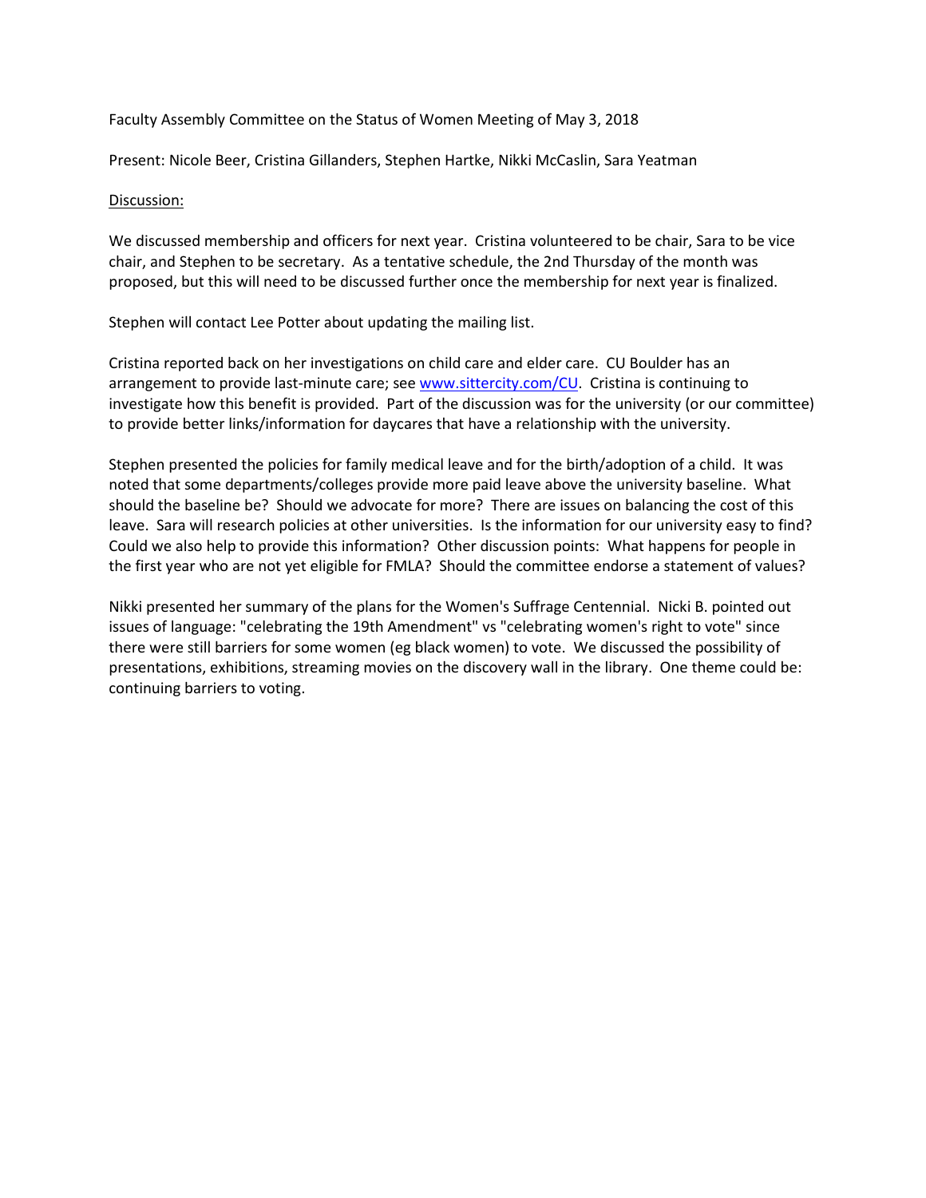Faculty Assembly Committee on the Status of Women Meeting of May 3, 2018

Present: Nicole Beer, Cristina Gillanders, Stephen Hartke, Nikki McCaslin, Sara Yeatman

Discussion:

We discussed membership and officers for next year. Cristina volunteered to be chair, Sara to be vice chair, and Stephen to be secretary. As a tentative schedule, the 2nd Thursday of the month was proposed, but this will need to be discussed further once the membership for next year is finalized.

Stephen will contact Lee Potter about updating the mailing list.

Cristina reported back on her investigations on child care and elder care. CU Boulder has an arrangement to provide last-minute care; see [www.sittercity.com/CU](www.sittercity.com/CU). Cristina is continuing to investigate how this benefit is provided. Part of the discussion was for the university (or our committee) to provide better links/information for daycares that have a relationship with the university.

Stephen presented the policies for family medical leave and for the birth/adoption of a child. It was noted that some departments/colleges provide more paid leave above the university baseline. What should the baseline be? Should we advocate for more? There are issues on balancing the cost of this leave. Sara will research policies at other universities. Is the information for our university easy to find? Could we also help to provide this information? Other discussion points: What happens for people in the first year who are not yet eligible for FMLA? Should the committee endorse a statement of values?

Nikki presented her summary of the plans for the Women's Suffrage Centennial. Nicki B. pointed out issues of language: "celebrating the 19th Amendment" vs "celebrating women's right to vote" since there were still barriers for some women (eg black women) to vote. We discussed the possibility of presentations, exhibitions, streaming movies on the discovery wall in the library. One theme could be: continuing barriers to voting.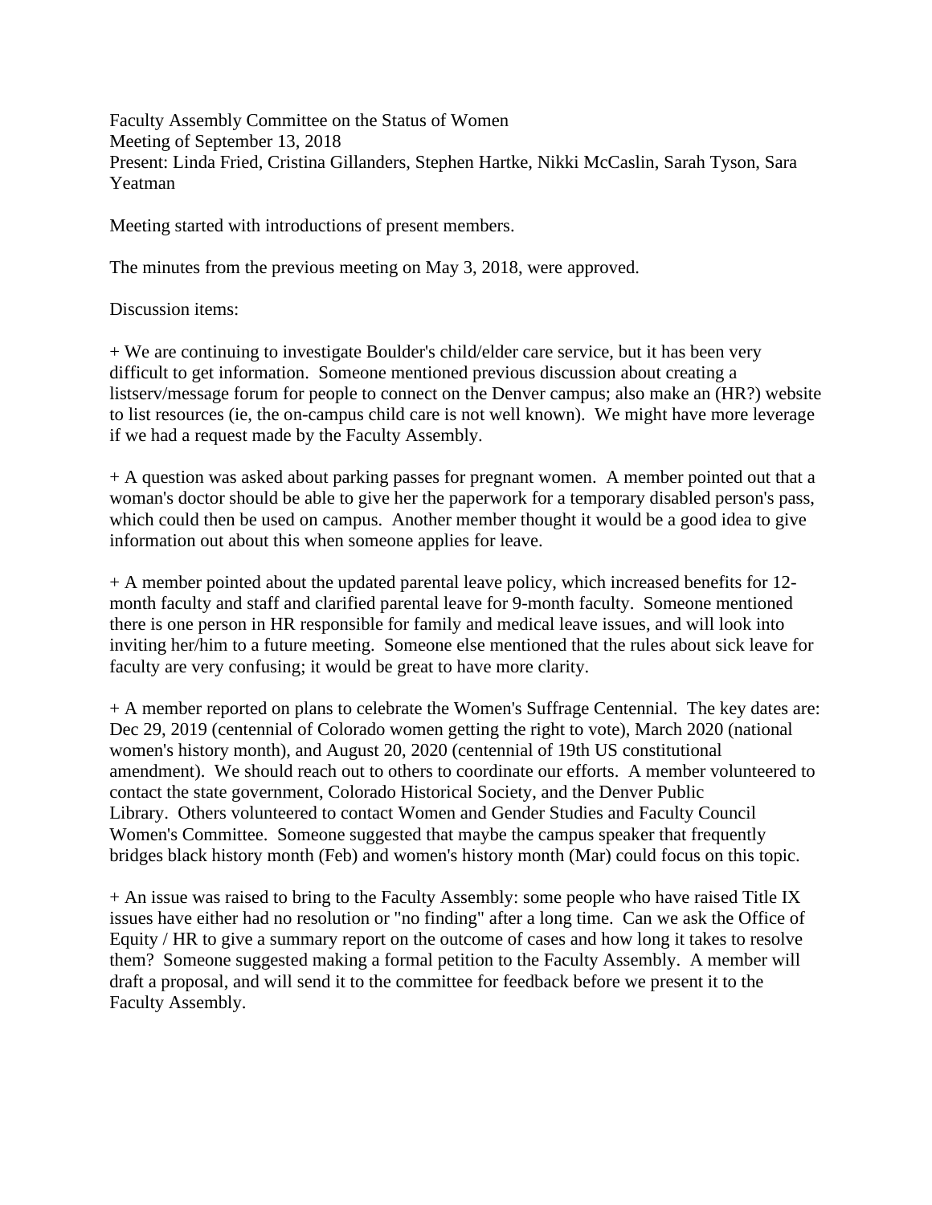Faculty Assembly Committee on the Status of Women
Meeting of September 13, 2018
Present: Linda Fried, Cristina Gillanders, Stephen Hartke, Nikki McCaslin, Sarah Tyson, Sara Yeatman

Meeting started with introductions of present members.

The minutes from the previous meeting on May 3, 2018, were approved.

Discussion items:

+ We are continuing to investigate Boulder's child/elder care service, but it has been very difficult to get information. Someone mentioned previous discussion about creating a listserv/message forum for people to connect on the Denver campus; also make an (HR?) website to list resources (ie, the on-campus child care is not well known). We might have more leverage if we had a request made by the Faculty Assembly.

+ A question was asked about parking passes for pregnant women. A member pointed out that a woman's doctor should be able to give her the paperwork for a temporary disabled person's pass, which could then be used on campus. Another member thought it would be a good idea to give information out about this when someone applies for leave.

+ A member pointed about the updated parental leave policy, which increased benefits for 12-month faculty and staff and clarified parental leave for 9-month faculty. Someone mentioned there is one person in HR responsible for family and medical leave issues, and will look into inviting her/him to a future meeting. Someone else mentioned that the rules about sick leave for faculty are very confusing; it would be great to have more clarity.

+ A member reported on plans to celebrate the Women's Suffrage Centennial. The key dates are: Dec 29, 2019 (centennial of Colorado women getting the right to vote), March 2020 (national women's history month), and August 20, 2020 (centennial of 19th US constitutional amendment). We should reach out to others to coordinate our efforts. A member volunteered to contact the state government, Colorado Historical Society, and the Denver Public Library. Others volunteered to contact Women and Gender Studies and Faculty Council Women's Committee. Someone suggested that maybe the campus speaker that frequently bridges black history month (Feb) and women's history month (Mar) could focus on this topic.

+ An issue was raised to bring to the Faculty Assembly: some people who have raised Title IX issues have either had no resolution or "no finding" after a long time. Can we ask the Office of Equity / HR to give a summary report on the outcome of cases and how long it takes to resolve them? Someone suggested making a formal petition to the Faculty Assembly. A member will draft a proposal, and will send it to the committee for feedback before we present it to the Faculty Assembly.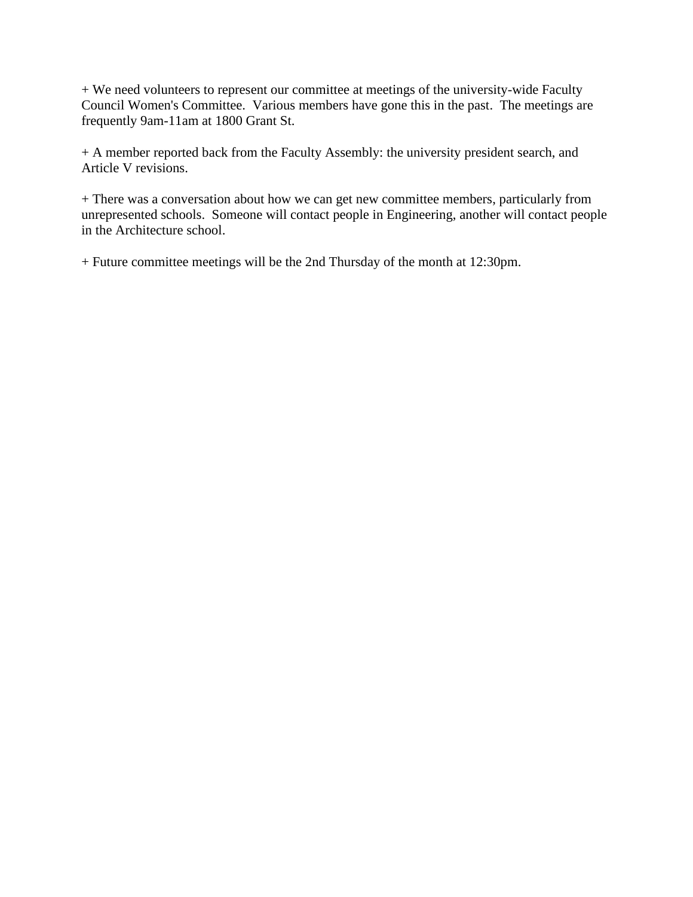+ We need volunteers to represent our committee at meetings of the university-wide Faculty Council Women's Committee.  Various members have gone this in the past.  The meetings are frequently 9am-11am at 1800 Grant St.

+ A member reported back from the Faculty Assembly: the university president search, and Article V revisions.

+ There was a conversation about how we can get new committee members, particularly from unrepresented schools.  Someone will contact people in Engineering, another will contact people in the Architecture school.

+ Future committee meetings will be the 2nd Thursday of the month at 12:30pm.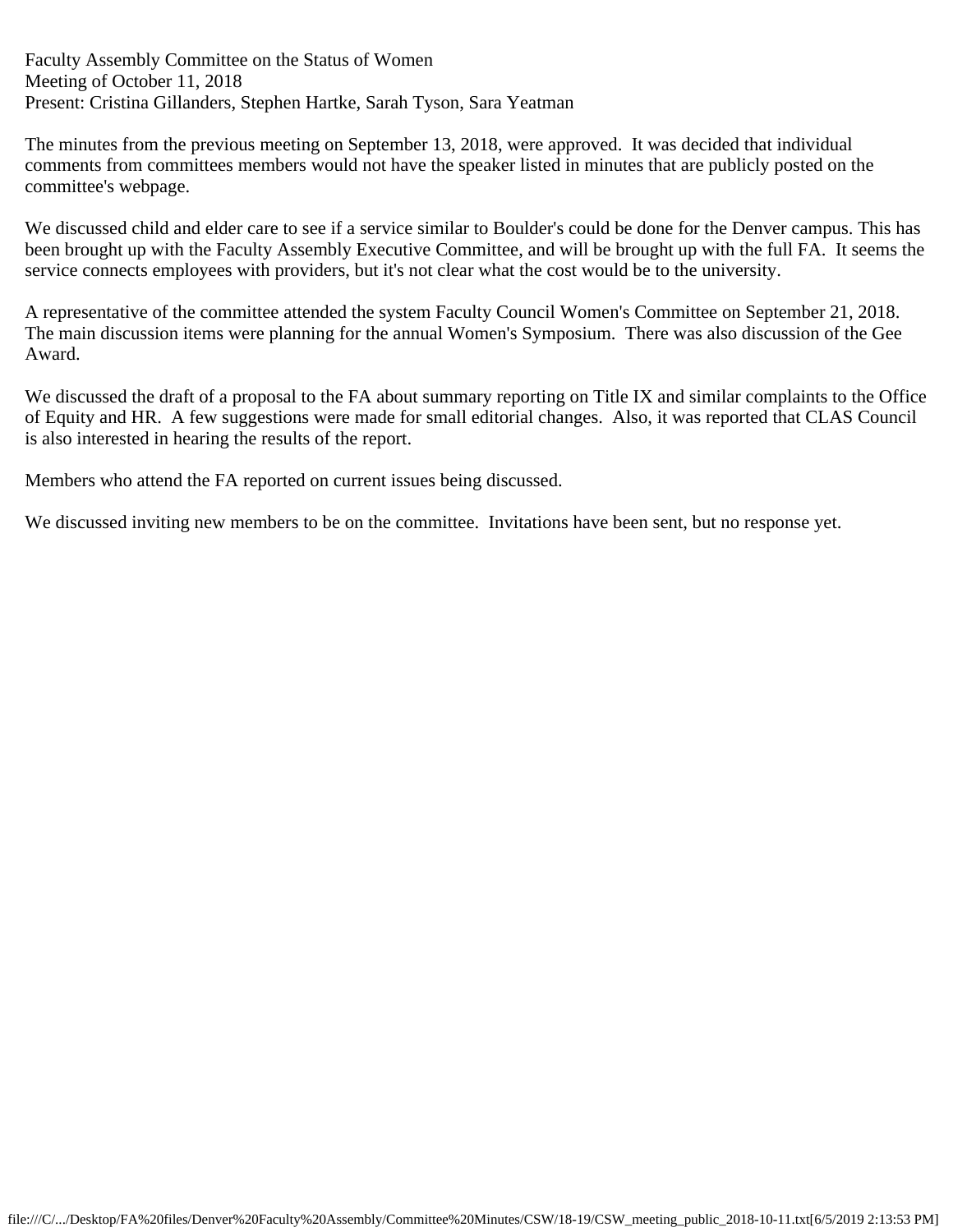Faculty Assembly Committee on the Status of Women
Meeting of October 11, 2018
Present: Cristina Gillanders, Stephen Hartke, Sarah Tyson, Sara Yeatman

The minutes from the previous meeting on September 13, 2018, were approved. It was decided that individual comments from committees members would not have the speaker listed in minutes that are publicly posted on the committee's webpage.

We discussed child and elder care to see if a service similar to Boulder's could be done for the Denver campus. This has been brought up with the Faculty Assembly Executive Committee, and will be brought up with the full FA. It seems the service connects employees with providers, but it's not clear what the cost would be to the university.

A representative of the committee attended the system Faculty Council Women's Committee on September 21, 2018. The main discussion items were planning for the annual Women's Symposium. There was also discussion of the Gee Award.

We discussed the draft of a proposal to the FA about summary reporting on Title IX and similar complaints to the Office of Equity and HR. A few suggestions were made for small editorial changes. Also, it was reported that CLAS Council is also interested in hearing the results of the report.

Members who attend the FA reported on current issues being discussed.

We discussed inviting new members to be on the committee. Invitations have been sent, but no response yet.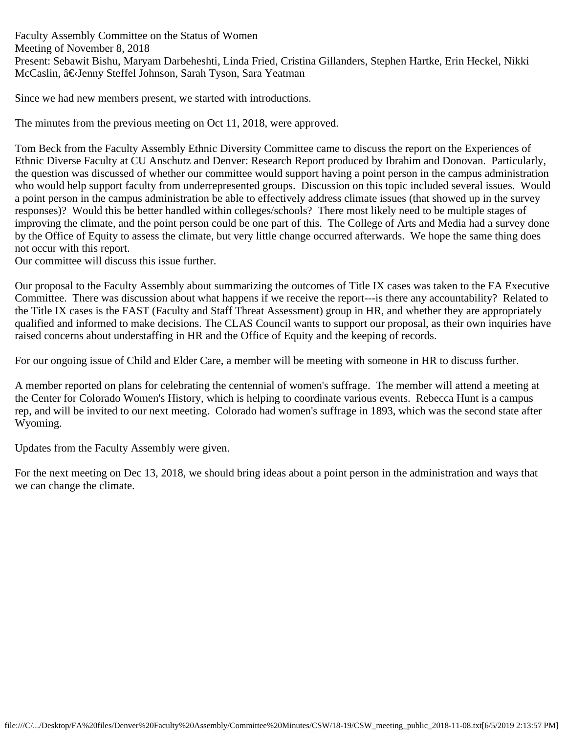Faculty Assembly Committee on the Status of Women
Meeting of November 8, 2018
Present: Sebawit Bishu, Maryam Darbeheshti, Linda Fried, Cristina Gillanders, Stephen Hartke, Erin Heckel, Nikki McCaslin, â€‹Jenny Steffel Johnson, Sarah Tyson, Sara Yeatman

Since we had new members present, we started with introductions.

The minutes from the previous meeting on Oct 11, 2018, were approved.

Tom Beck from the Faculty Assembly Ethnic Diversity Committee came to discuss the report on the Experiences of Ethnic Diverse Faculty at CU Anschutz and Denver: Research Report produced by Ibrahim and Donovan. Particularly, the question was discussed of whether our committee would support having a point person in the campus administration who would help support faculty from underrepresented groups. Discussion on this topic included several issues. Would a point person in the campus administration be able to effectively address climate issues (that showed up in the survey responses)? Would this be better handled within colleges/schools? There most likely need to be multiple stages of improving the climate, and the point person could be one part of this. The College of Arts and Media had a survey done by the Office of Equity to assess the climate, but very little change occurred afterwards. We hope the same thing does not occur with this report.
Our committee will discuss this issue further.

Our proposal to the Faculty Assembly about summarizing the outcomes of Title IX cases was taken to the FA Executive Committee. There was discussion about what happens if we receive the report---is there any accountability? Related to the Title IX cases is the FAST (Faculty and Staff Threat Assessment) group in HR, and whether they are appropriately qualified and informed to make decisions. The CLAS Council wants to support our proposal, as their own inquiries have raised concerns about understaffing in HR and the Office of Equity and the keeping of records.

For our ongoing issue of Child and Elder Care, a member will be meeting with someone in HR to discuss further.

A member reported on plans for celebrating the centennial of women's suffrage. The member will attend a meeting at the Center for Colorado Women's History, which is helping to coordinate various events. Rebecca Hunt is a campus rep, and will be invited to our next meeting. Colorado had women's suffrage in 1893, which was the second state after Wyoming.

Updates from the Faculty Assembly were given.

For the next meeting on Dec 13, 2018, we should bring ideas about a point person in the administration and ways that we can change the climate.